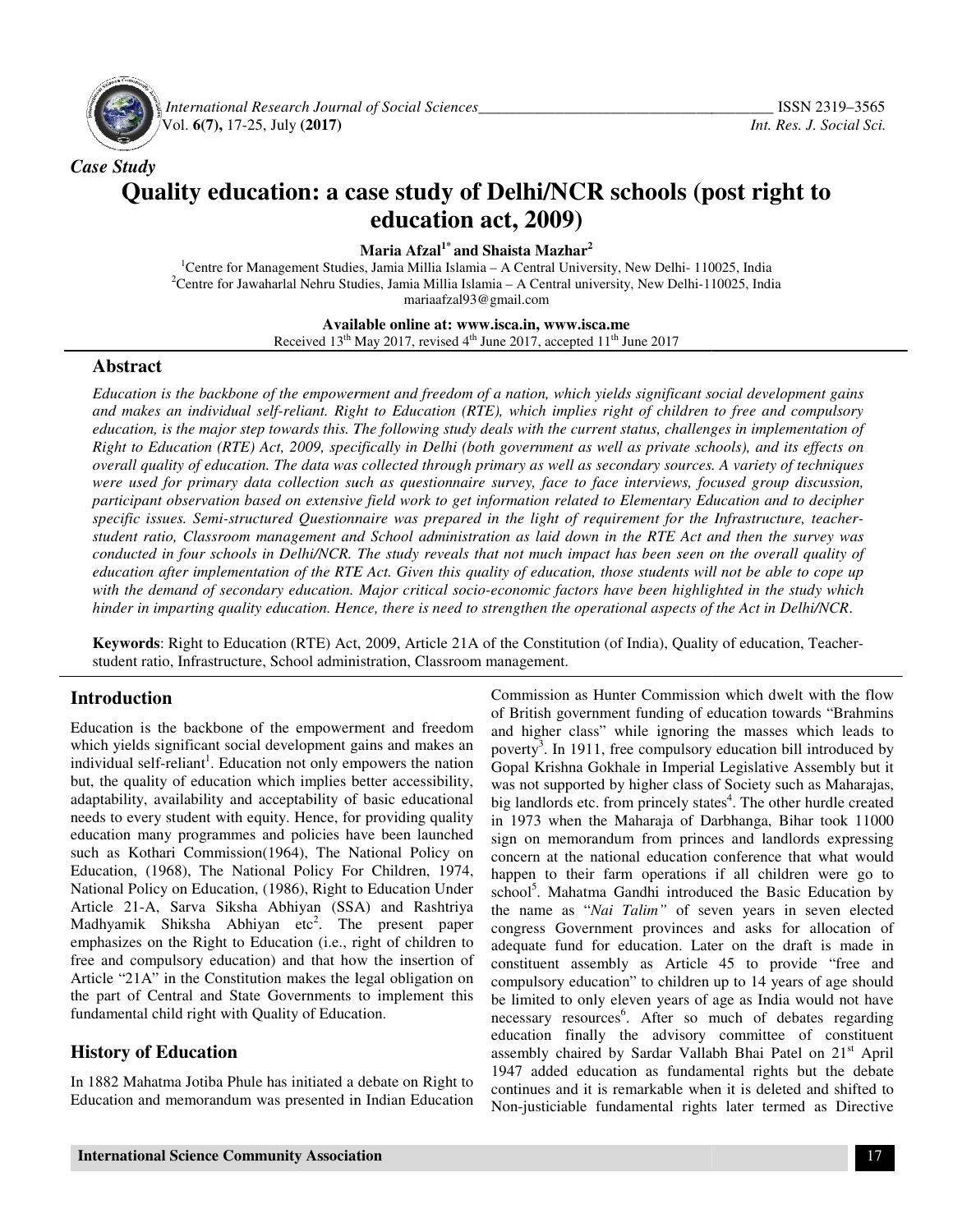*Case Study*

# Quality education: a case study of Delhi/NCR schools (post right to education act, 2009)

**Maria Afzal[1*] and Shaista Mazhar[2]**

[1]Centre for Management Studies, Jamia Millia Islamia – A Central University, New Delhi- 110025, India
[2]Centre for Jawaharlal Nehru Studies, Jamia Millia Islamia – A Central university, New Delhi-110025, India
mariaafzal93@gmail.com

**Available online at: www.isca.in, www.isca.me**
Received 13th May 2017, revised 4th June 2017, accepted 11th June 2017

## Abstract

*Education is the backbone of the empowerment and freedom of a nation, which yields significant social development gains and makes an individual self-reliant. Right to Education (RTE), which implies right of children to free and compulsory education, is the major step towards this. The following study deals with the current status, challenges in implementation of Right to Education (RTE) Act, 2009, specifically in Delhi (both government as well as private schools), and its effects on overall quality of education. The data was collected through primary as well as secondary sources. A variety of techniques were used for primary data collection such as questionnaire survey, face to face interviews, focused group discussion, participant observation based on extensive field work to get information related to Elementary Education and to decipher specific issues. Semi-structured Questionnaire was prepared in the light of requirement for the Infrastructure, teacher-student ratio, Classroom management and School administration as laid down in the RTE Act and then the survey was conducted in four schools in Delhi/NCR. The study reveals that not much impact has been seen on the overall quality of education after implementation of the RTE Act. Given this quality of education, those students will not be able to cope up with the demand of secondary education. Major critical socio-economic factors have been highlighted in the study which hinder in imparting quality education. Hence, there is need to strengthen the operational aspects of the Act in Delhi/NCR.*

**Keywords**: Right to Education (RTE) Act, 2009, Article 21A of the Constitution (of India), Quality of education, Teacher-student ratio, Infrastructure, School administration, Classroom management.

## Introduction

Education is the backbone of the empowerment and freedom which yields significant social development gains and makes an individual self-reliant[1]. Education not only empowers the nation but, the quality of education which implies better accessibility, adaptability, availability and acceptability of basic educational needs to every student with equity. Hence, for providing quality education many programmes and policies have been launched such as Kothari Commission(1964), The National Policy on Education, (1968), The National Policy For Children, 1974, National Policy on Education, (1986), Right to Education Under Article 21-A, Sarva Siksha Abhiyan (SSA) and Rashtriya Madhyamik Shiksha Abhiyan etc[2]. The present paper emphasizes on the Right to Education (i.e., right of children to free and compulsory education) and that how the insertion of Article "21A" in the Constitution makes the legal obligation on the part of Central and State Governments to implement this fundamental child right with Quality of Education.

## History of Education

In 1882 Mahatma Jotiba Phule has initiated a debate on Right to Education and memorandum was presented in Indian Education Commission as Hunter Commission which dwelt with the flow of British government funding of education towards "Brahmins and higher class" while ignoring the masses which leads to poverty[3]. In 1911, free compulsory education bill introduced by Gopal Krishna Gokhale in Imperial Legislative Assembly but it was not supported by higher class of Society such as Maharajas, big landlords etc. from princely states[4]. The other hurdle created in 1973 when the Maharaja of Darbhanga, Bihar took 11000 sign on memorandum from princes and landlords expressing concern at the national education conference that what would happen to their farm operations if all children were go to school[5]. Mahatma Gandhi introduced the Basic Education by the name as "*Nai Talim"* of seven years in seven elected congress Government provinces and asks for allocation of adequate fund for education. Later on the draft is made in constituent assembly as Article 45 to provide "free and compulsory education" to children up to 14 years of age should be limited to only eleven years of age as India would not have necessary resources[6]. After so much of debates regarding education finally the advisory committee of constituent assembly chaired by Sardar Vallabh Bhai Patel on 21st April 1947 added education as fundamental rights but the debate continues and it is remarkable when it is deleted and shifted to Non-justiciable fundamental rights later termed as Directive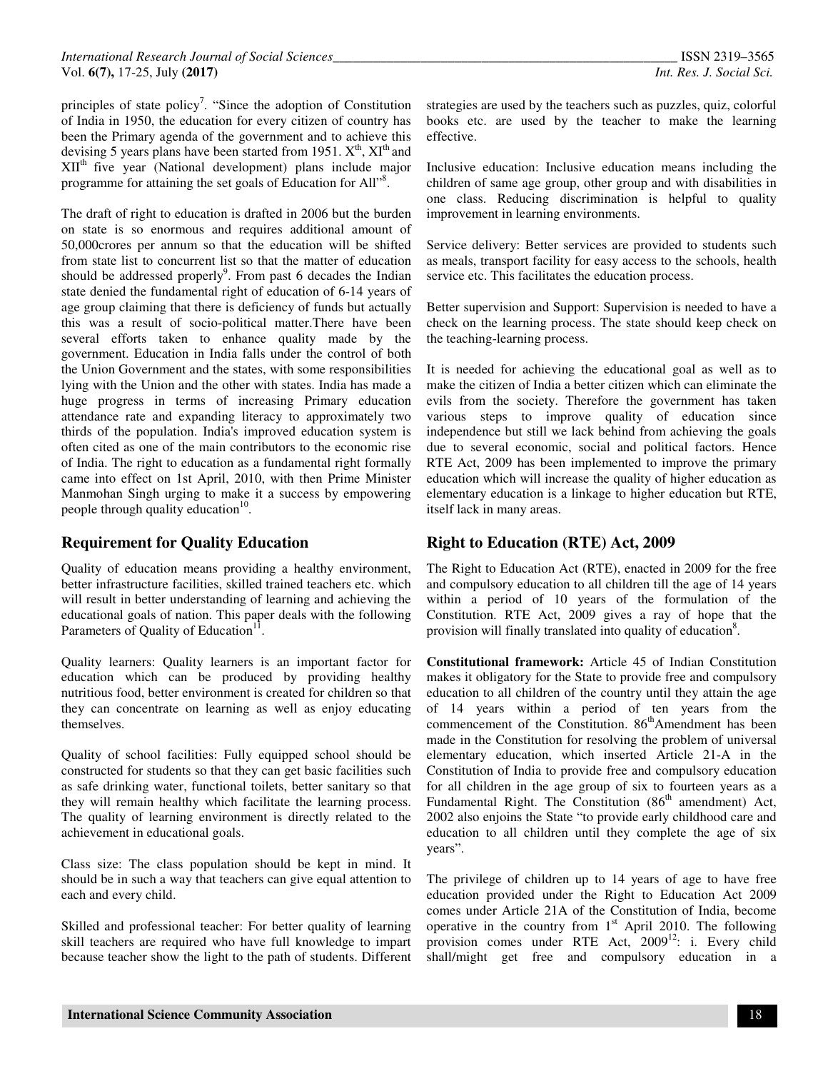principles of state policy[7]. "Since the adoption of Constitution of India in 1950, the education for every citizen of country has been the Primary agenda of the government and to achieve this devising 5 years plans have been started from 1951. X[th], XI[th] and XII[th] five year (National development) plans include major programme for attaining the set goals of Education for All"[8].

The draft of right to education is drafted in 2006 but the burden on state is so enormous and requires additional amount of 50,000crores per annum so that the education will be shifted from state list to concurrent list so that the matter of education should be addressed properly[9]. From past 6 decades the Indian state denied the fundamental right of education of 6-14 years of age group claiming that there is deficiency of funds but actually this was a result of socio-political matter.There have been several efforts taken to enhance quality made by the government. Education in India falls under the control of both the Union Government and the states, with some responsibilities lying with the Union and the other with states. India has made a huge progress in terms of increasing Primary education attendance rate and expanding literacy to approximately two thirds of the population. India's improved education system is often cited as one of the main contributors to the economic rise of India. The right to education as a fundamental right formally came into effect on 1st April, 2010, with then Prime Minister Manmohan Singh urging to make it a success by empowering people through quality education[10].

## Requirement for Quality Education

Quality of education means providing a healthy environment, better infrastructure facilities, skilled trained teachers etc. which will result in better understanding of learning and achieving the educational goals of nation. This paper deals with the following Parameters of Quality of Education[11].

Quality learners: Quality learners is an important factor for education which can be produced by providing healthy nutritious food, better environment is created for children so that they can concentrate on learning as well as enjoy educating themselves.

Quality of school facilities: Fully equipped school should be constructed for students so that they can get basic facilities such as safe drinking water, functional toilets, better sanitary so that they will remain healthy which facilitate the learning process. The quality of learning environment is directly related to the achievement in educational goals.

Class size: The class population should be kept in mind. It should be in such a way that teachers can give equal attention to each and every child.

Skilled and professional teacher: For better quality of learning skill teachers are required who have full knowledge to impart because teacher show the light to the path of students. Different strategies are used by the teachers such as puzzles, quiz, colorful books etc. are used by the teacher to make the learning effective.

Inclusive education: Inclusive education means including the children of same age group, other group and with disabilities in one class. Reducing discrimination is helpful to quality improvement in learning environments.

Service delivery: Better services are provided to students such as meals, transport facility for easy access to the schools, health service etc. This facilitates the education process.

Better supervision and Support: Supervision is needed to have a check on the learning process. The state should keep check on the teaching-learning process.

It is needed for achieving the educational goal as well as to make the citizen of India a better citizen which can eliminate the evils from the society. Therefore the government has taken various steps to improve quality of education since independence but still we lack behind from achieving the goals due to several economic, social and political factors. Hence RTE Act, 2009 has been implemented to improve the primary education which will increase the quality of higher education as elementary education is a linkage to higher education but RTE, itself lack in many areas.

## Right to Education (RTE) Act, 2009

The Right to Education Act (RTE), enacted in 2009 for the free and compulsory education to all children till the age of 14 years within a period of 10 years of the formulation of the Constitution. RTE Act, 2009 gives a ray of hope that the provision will finally translated into quality of education[8].

**Constitutional framework:** Article 45 of Indian Constitution makes it obligatory for the State to provide free and compulsory education to all children of the country until they attain the age of 14 years within a period of ten years from the commencement of the Constitution. 86[th]Amendment has been made in the Constitution for resolving the problem of universal elementary education, which inserted Article 21-A in the Constitution of India to provide free and compulsory education for all children in the age group of six to fourteen years as a Fundamental Right. The Constitution (86[th] amendment) Act, 2002 also enjoins the State "to provide early childhood care and education to all children until they complete the age of six years".

The privilege of children up to 14 years of age to have free education provided under the Right to Education Act 2009 comes under Article 21A of the Constitution of India, become operative in the country from 1[st] April 2010. The following provision comes under RTE Act, 2009[12]: i. Every child shall/might get free and compulsory education in a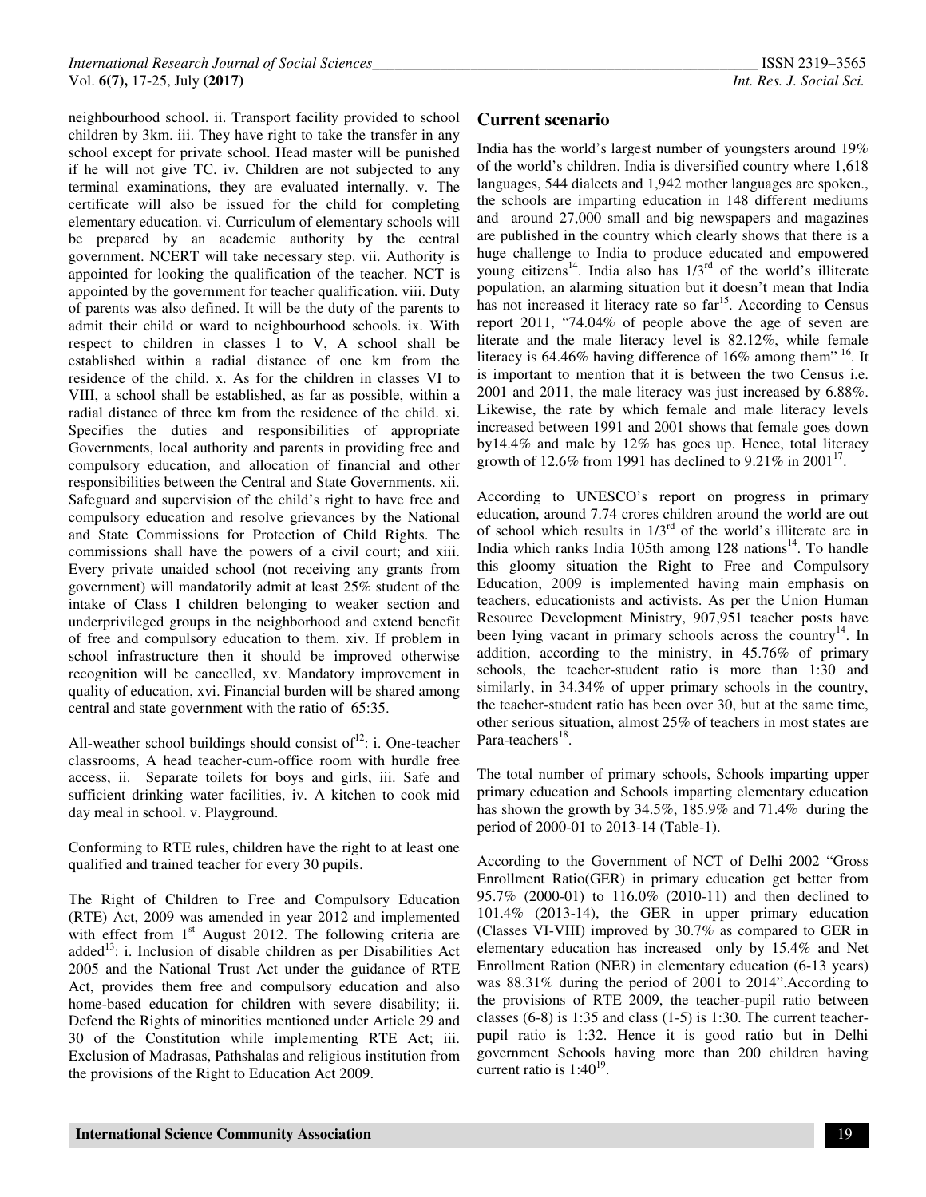neighbourhood school. ii. Transport facility provided to school children by 3km. iii. They have right to take the transfer in any school except for private school. Head master will be punished if he will not give TC. iv. Children are not subjected to any terminal examinations, they are evaluated internally. v. The certificate will also be issued for the child for completing elementary education. vi. Curriculum of elementary schools will be prepared by an academic authority by the central government. NCERT will take necessary step. vii. Authority is appointed for looking the qualification of the teacher. NCT is appointed by the government for teacher qualification. viii. Duty of parents was also defined. It will be the duty of the parents to admit their child or ward to neighbourhood schools. ix. With respect to children in classes I to V, A school shall be established within a radial distance of one km from the residence of the child. x. As for the children in classes VI to VIII, a school shall be established, as far as possible, within a radial distance of three km from the residence of the child. xi. Specifies the duties and responsibilities of appropriate Governments, local authority and parents in providing free and compulsory education, and allocation of financial and other responsibilities between the Central and State Governments. xii. Safeguard and supervision of the child's right to have free and compulsory education and resolve grievances by the National and State Commissions for Protection of Child Rights. The commissions shall have the powers of a civil court; and xiii. Every private unaided school (not receiving any grants from government) will mandatorily admit at least 25% student of the intake of Class I children belonging to weaker section and underprivileged groups in the neighborhood and extend benefit of free and compulsory education to them. xiv. If problem in school infrastructure then it should be improved otherwise recognition will be cancelled, xv. Mandatory improvement in quality of education, xvi. Financial burden will be shared among central and state government with the ratio of 65:35.

All-weather school buildings should consist of[12]: i. One-teacher classrooms, A head teacher-cum-office room with hurdle free access, ii. Separate toilets for boys and girls, iii. Safe and sufficient drinking water facilities, iv. A kitchen to cook mid day meal in school. v. Playground.

Conforming to RTE rules, children have the right to at least one qualified and trained teacher for every 30 pupils.

The Right of Children to Free and Compulsory Education (RTE) Act, 2009 was amended in year 2012 and implemented with effect from 1st August 2012. The following criteria are added[13]: i. Inclusion of disable children as per Disabilities Act 2005 and the National Trust Act under the guidance of RTE Act, provides them free and compulsory education and also home-based education for children with severe disability; ii. Defend the Rights of minorities mentioned under Article 29 and 30 of the Constitution while implementing RTE Act; iii. Exclusion of Madrasas, Pathshalas and religious institution from the provisions of the Right to Education Act 2009.

## Current scenario

India has the world's largest number of youngsters around 19% of the world's children. India is diversified country where 1,618 languages, 544 dialects and 1,942 mother languages are spoken., the schools are imparting education in 148 different mediums and around 27,000 small and big newspapers and magazines are published in the country which clearly shows that there is a huge challenge to India to produce educated and empowered young citizens[14]. India also has 1/3rd of the world's illiterate population, an alarming situation but it doesn't mean that India has not increased it literacy rate so far[15]. According to Census report 2011, "74.04% of people above the age of seven are literate and the male literacy level is 82.12%, while female literacy is 64.46% having difference of 16% among them" [16]. It is important to mention that it is between the two Census i.e. 2001 and 2011, the male literacy was just increased by 6.88%. Likewise, the rate by which female and male literacy levels increased between 1991 and 2001 shows that female goes down by14.4% and male by 12% has goes up. Hence, total literacy growth of 12.6% from 1991 has declined to 9.21% in 2001[17].

According to UNESCO's report on progress in primary education, around 7.74 crores children around the world are out of school which results in 1/3rd of the world's illiterate are in India which ranks India 105th among 128 nations[14]. To handle this gloomy situation the Right to Free and Compulsory Education, 2009 is implemented having main emphasis on teachers, educationists and activists. As per the Union Human Resource Development Ministry, 907,951 teacher posts have been lying vacant in primary schools across the country[14]. In addition, according to the ministry, in 45.76% of primary schools, the teacher-student ratio is more than 1:30 and similarly, in 34.34% of upper primary schools in the country, the teacher-student ratio has been over 30, but at the same time, other serious situation, almost 25% of teachers in most states are Para-teachers[18].

The total number of primary schools, Schools imparting upper primary education and Schools imparting elementary education has shown the growth by 34.5%, 185.9% and 71.4% during the period of 2000-01 to 2013-14 (Table-1).

According to the Government of NCT of Delhi 2002 "Gross Enrollment Ratio(GER) in primary education get better from 95.7% (2000-01) to 116.0% (2010-11) and then declined to 101.4% (2013-14), the GER in upper primary education (Classes VI-VIII) improved by 30.7% as compared to GER in elementary education has increased only by 15.4% and Net Enrollment Ration (NER) in elementary education (6-13 years) was 88.31% during the period of 2001 to 2014".According to the provisions of RTE 2009, the teacher-pupil ratio between classes (6-8) is 1:35 and class (1-5) is 1:30. The current teacher-pupil ratio is 1:32. Hence it is good ratio but in Delhi government Schools having more than 200 children having current ratio is 1:40[19].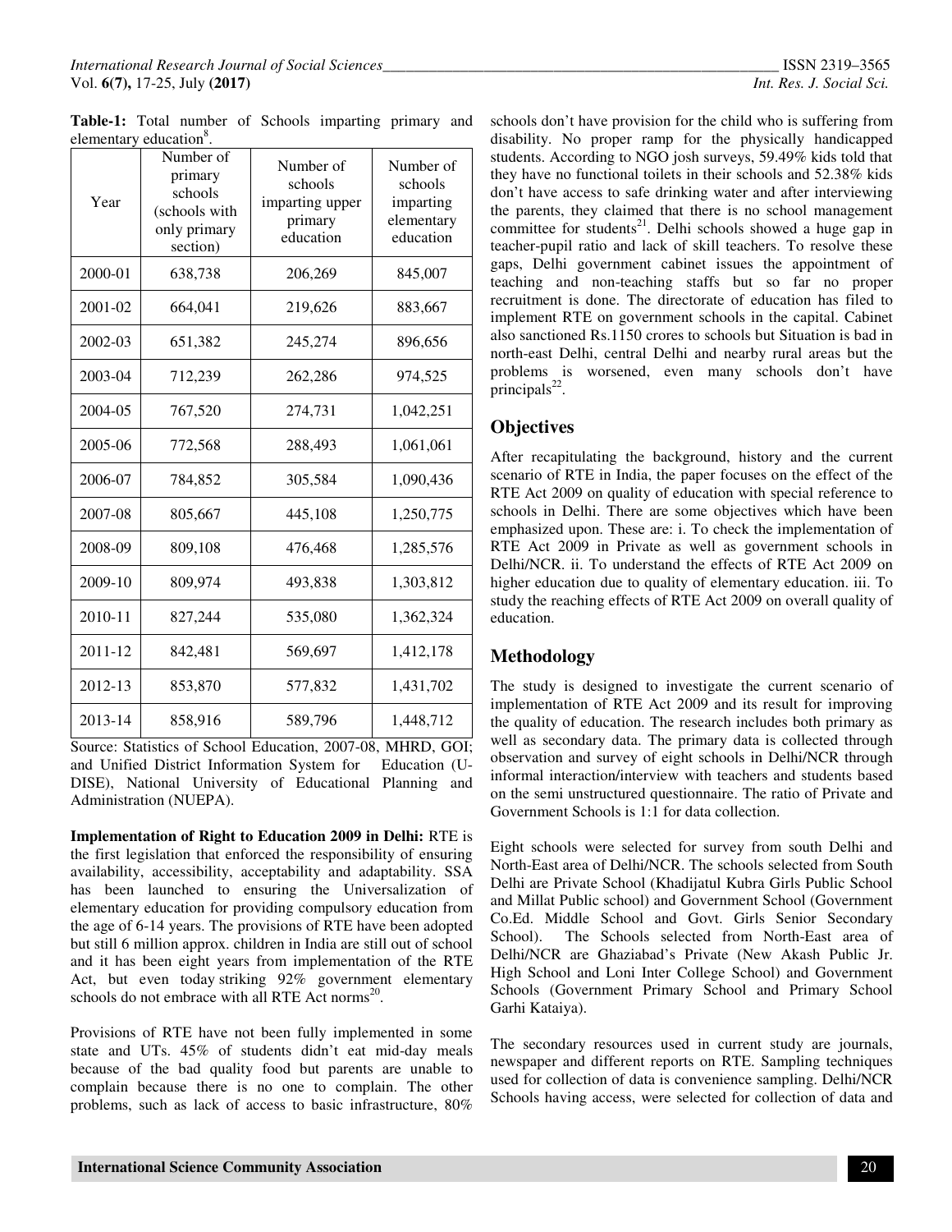**Table-1:** Total number of Schools imparting primary and elementary education[8].

| Year | Number of primary schools (schools with only primary section) | Number of schools imparting upper primary education | Number of schools imparting elementary education |
|---|---|---|---|
| 2000-01 | 638,738 | 206,269 | 845,007 |
| 2001-02 | 664,041 | 219,626 | 883,667 |
| 2002-03 | 651,382 | 245,274 | 896,656 |
| 2003-04 | 712,239 | 262,286 | 974,525 |
| 2004-05 | 767,520 | 274,731 | 1,042,251 |
| 2005-06 | 772,568 | 288,493 | 1,061,061 |
| 2006-07 | 784,852 | 305,584 | 1,090,436 |
| 2007-08 | 805,667 | 445,108 | 1,250,775 |
| 2008-09 | 809,108 | 476,468 | 1,285,576 |
| 2009-10 | 809,974 | 493,838 | 1,303,812 |
| 2010-11 | 827,244 | 535,080 | 1,362,324 |
| 2011-12 | 842,481 | 569,697 | 1,412,178 |
| 2012-13 | 853,870 | 577,832 | 1,431,702 |
| 2013-14 | 858,916 | 589,796 | 1,448,712 |

Source: Statistics of School Education, 2007-08, MHRD, GOI; and Unified District Information System for Education (U-DISE), National University of Educational Planning and Administration (NUEPA).

**Implementation of Right to Education 2009 in Delhi:** RTE is the first legislation that enforced the responsibility of ensuring availability, accessibility, acceptability and adaptability. SSA has been launched to ensuring the Universalization of elementary education for providing compulsory education from the age of 6-14 years. The provisions of RTE have been adopted but still 6 million approx. children in India are still out of school and it has been eight years from implementation of the RTE Act, but even today striking 92% government elementary schools do not embrace with all RTE Act norms[20].

Provisions of RTE have not been fully implemented in some state and UTs. 45% of students didn't eat mid-day meals because of the bad quality food but parents are unable to complain because there is no one to complain. The other problems, such as lack of access to basic infrastructure, 80% schools don't have provision for the child who is suffering from disability. No proper ramp for the physically handicapped students. According to NGO josh surveys, 59.49% kids told that they have no functional toilets in their schools and 52.38% kids don't have access to safe drinking water and after interviewing the parents, they claimed that there is no school management committee for students[21]. Delhi schools showed a huge gap in teacher-pupil ratio and lack of skill teachers. To resolve these gaps, Delhi government cabinet issues the appointment of teaching and non-teaching staffs but so far no proper recruitment is done. The directorate of education has filed to implement RTE on government schools in the capital. Cabinet also sanctioned Rs.1150 crores to schools but Situation is bad in north-east Delhi, central Delhi and nearby rural areas but the problems is worsened, even many schools don't have principals[22].

## Objectives

After recapitulating the background, history and the current scenario of RTE in India, the paper focuses on the effect of the RTE Act 2009 on quality of education with special reference to schools in Delhi. There are some objectives which have been emphasized upon. These are: i. To check the implementation of RTE Act 2009 in Private as well as government schools in Delhi/NCR. ii. To understand the effects of RTE Act 2009 on higher education due to quality of elementary education. iii. To study the reaching effects of RTE Act 2009 on overall quality of education.

## Methodology

The study is designed to investigate the current scenario of implementation of RTE Act 2009 and its result for improving the quality of education. The research includes both primary as well as secondary data. The primary data is collected through observation and survey of eight schools in Delhi/NCR through informal interaction/interview with teachers and students based on the semi unstructured questionnaire. The ratio of Private and Government Schools is 1:1 for data collection.

Eight schools were selected for survey from south Delhi and North-East area of Delhi/NCR. The schools selected from South Delhi are Private School (Khadijatul Kubra Girls Public School and Millat Public school) and Government School (Government Co.Ed. Middle School and Govt. Girls Senior Secondary School). The Schools selected from North-East area of Delhi/NCR are Ghaziabad's Private (New Akash Public Jr. High School and Loni Inter College School) and Government Schools (Government Primary School and Primary School Garhi Kataiya).

The secondary resources used in current study are journals, newspaper and different reports on RTE. Sampling techniques used for collection of data is convenience sampling. Delhi/NCR Schools having access, were selected for collection of data and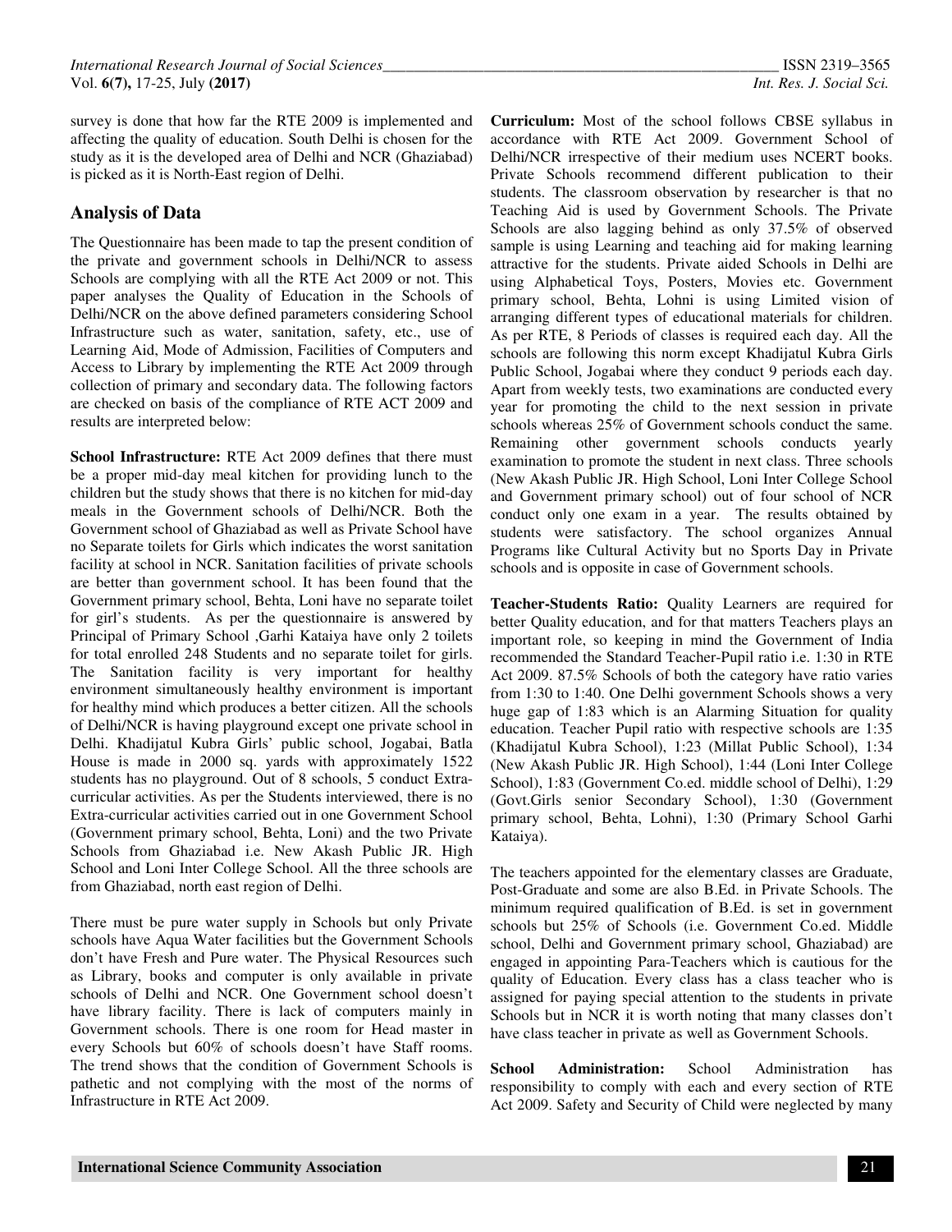survey is done that how far the RTE 2009 is implemented and affecting the quality of education. South Delhi is chosen for the study as it is the developed area of Delhi and NCR (Ghaziabad) is picked as it is North-East region of Delhi.

## Analysis of Data

The Questionnaire has been made to tap the present condition of the private and government schools in Delhi/NCR to assess Schools are complying with all the RTE Act 2009 or not. This paper analyses the Quality of Education in the Schools of Delhi/NCR on the above defined parameters considering School Infrastructure such as water, sanitation, safety, etc., use of Learning Aid, Mode of Admission, Facilities of Computers and Access to Library by implementing the RTE Act 2009 through collection of primary and secondary data. The following factors are checked on basis of the compliance of RTE ACT 2009 and results are interpreted below:

**School Infrastructure:** RTE Act 2009 defines that there must be a proper mid-day meal kitchen for providing lunch to the children but the study shows that there is no kitchen for mid-day meals in the Government schools of Delhi/NCR. Both the Government school of Ghaziabad as well as Private School have no Separate toilets for Girls which indicates the worst sanitation facility at school in NCR. Sanitation facilities of private schools are better than government school. It has been found that the Government primary school, Behta, Loni have no separate toilet for girl's students. As per the questionnaire is answered by Principal of Primary School ,Garhi Kataiya have only 2 toilets for total enrolled 248 Students and no separate toilet for girls. The Sanitation facility is very important for healthy environment simultaneously healthy environment is important for healthy mind which produces a better citizen. All the schools of Delhi/NCR is having playground except one private school in Delhi. Khadijatul Kubra Girls' public school, Jogabai, Batla House is made in 2000 sq. yards with approximately 1522 students has no playground. Out of 8 schools, 5 conduct Extra-curricular activities. As per the Students interviewed, there is no Extra-curricular activities carried out in one Government School (Government primary school, Behta, Loni) and the two Private Schools from Ghaziabad i.e. New Akash Public JR. High School and Loni Inter College School. All the three schools are from Ghaziabad, north east region of Delhi.

There must be pure water supply in Schools but only Private schools have Aqua Water facilities but the Government Schools don't have Fresh and Pure water. The Physical Resources such as Library, books and computer is only available in private schools of Delhi and NCR. One Government school doesn't have library facility. There is lack of computers mainly in Government schools. There is one room for Head master in every Schools but 60% of schools doesn't have Staff rooms. The trend shows that the condition of Government Schools is pathetic and not complying with the most of the norms of Infrastructure in RTE Act 2009.

**Curriculum:** Most of the school follows CBSE syllabus in accordance with RTE Act 2009. Government School of Delhi/NCR irrespective of their medium uses NCERT books. Private Schools recommend different publication to their students. The classroom observation by researcher is that no Teaching Aid is used by Government Schools. The Private Schools are also lagging behind as only 37.5% of observed sample is using Learning and teaching aid for making learning attractive for the students. Private aided Schools in Delhi are using Alphabetical Toys, Posters, Movies etc. Government primary school, Behta, Lohni is using Limited vision of arranging different types of educational materials for children. As per RTE, 8 Periods of classes is required each day. All the schools are following this norm except Khadijatul Kubra Girls Public School, Jogabai where they conduct 9 periods each day. Apart from weekly tests, two examinations are conducted every year for promoting the child to the next session in private schools whereas 25% of Government schools conduct the same. Remaining other government schools conducts yearly examination to promote the student in next class. Three schools (New Akash Public JR. High School, Loni Inter College School and Government primary school) out of four school of NCR conduct only one exam in a year. The results obtained by students were satisfactory. The school organizes Annual Programs like Cultural Activity but no Sports Day in Private schools and is opposite in case of Government schools.

**Teacher-Students Ratio:** Quality Learners are required for better Quality education, and for that matters Teachers plays an important role, so keeping in mind the Government of India recommended the Standard Teacher-Pupil ratio i.e. 1:30 in RTE Act 2009. 87.5% Schools of both the category have ratio varies from 1:30 to 1:40. One Delhi government Schools shows a very huge gap of 1:83 which is an Alarming Situation for quality education. Teacher Pupil ratio with respective schools are 1:35 (Khadijatul Kubra School), 1:23 (Millat Public School), 1:34 (New Akash Public JR. High School), 1:44 (Loni Inter College School), 1:83 (Government Co.ed. middle school of Delhi), 1:29 (Govt.Girls senior Secondary School), 1:30 (Government primary school, Behta, Lohni), 1:30 (Primary School Garhi Kataiya).

The teachers appointed for the elementary classes are Graduate, Post-Graduate and some are also B.Ed. in Private Schools. The minimum required qualification of B.Ed. is set in government schools but 25% of Schools (i.e. Government Co.ed. Middle school, Delhi and Government primary school, Ghaziabad) are engaged in appointing Para-Teachers which is cautious for the quality of Education. Every class has a class teacher who is assigned for paying special attention to the students in private Schools but in NCR it is worth noting that many classes don't have class teacher in private as well as Government Schools.

**School Administration:** School Administration has responsibility to comply with each and every section of RTE Act 2009. Safety and Security of Child were neglected by many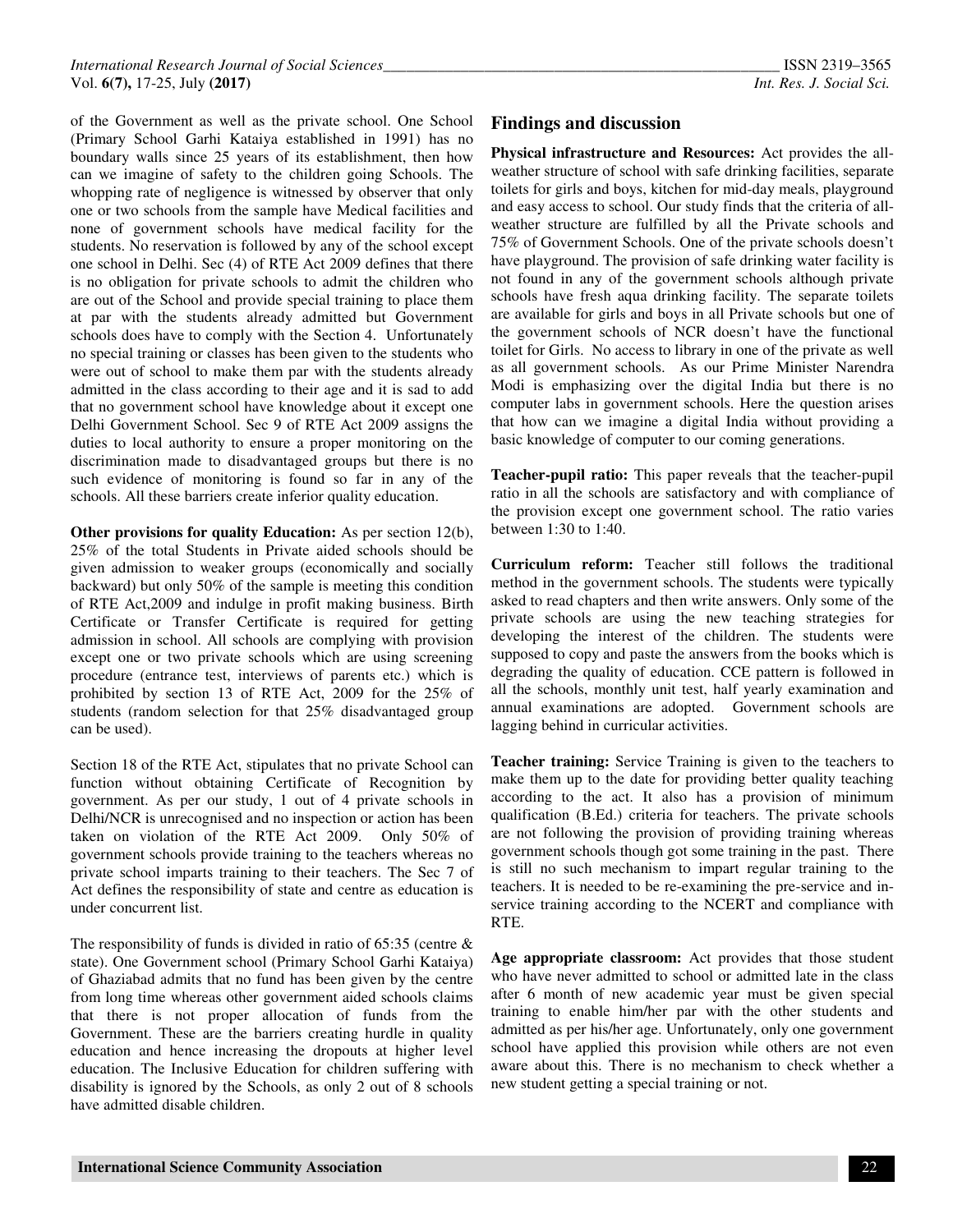of the Government as well as the private school. One School (Primary School Garhi Kataiya established in 1991) has no boundary walls since 25 years of its establishment, then how can we imagine of safety to the children going Schools. The whopping rate of negligence is witnessed by observer that only one or two schools from the sample have Medical facilities and none of government schools have medical facility for the students. No reservation is followed by any of the school except one school in Delhi. Sec (4) of RTE Act 2009 defines that there is no obligation for private schools to admit the children who are out of the School and provide special training to place them at par with the students already admitted but Government schools does have to comply with the Section 4. Unfortunately no special training or classes has been given to the students who were out of school to make them par with the students already admitted in the class according to their age and it is sad to add that no government school have knowledge about it except one Delhi Government School. Sec 9 of RTE Act 2009 assigns the duties to local authority to ensure a proper monitoring on the discrimination made to disadvantaged groups but there is no such evidence of monitoring is found so far in any of the schools. All these barriers create inferior quality education.

**Other provisions for quality Education:** As per section 12(b), 25% of the total Students in Private aided schools should be given admission to weaker groups (economically and socially backward) but only 50% of the sample is meeting this condition of RTE Act,2009 and indulge in profit making business. Birth Certificate or Transfer Certificate is required for getting admission in school. All schools are complying with provision except one or two private schools which are using screening procedure (entrance test, interviews of parents etc.) which is prohibited by section 13 of RTE Act, 2009 for the 25% of students (random selection for that 25% disadvantaged group can be used).

Section 18 of the RTE Act, stipulates that no private School can function without obtaining Certificate of Recognition by government. As per our study, 1 out of 4 private schools in Delhi/NCR is unrecognised and no inspection or action has been taken on violation of the RTE Act 2009. Only 50% of government schools provide training to the teachers whereas no private school imparts training to their teachers. The Sec 7 of Act defines the responsibility of state and centre as education is under concurrent list.

The responsibility of funds is divided in ratio of 65:35 (centre & state). One Government school (Primary School Garhi Kataiya) of Ghaziabad admits that no fund has been given by the centre from long time whereas other government aided schools claims that there is not proper allocation of funds from the Government. These are the barriers creating hurdle in quality education and hence increasing the dropouts at higher level education. The Inclusive Education for children suffering with disability is ignored by the Schools, as only 2 out of 8 schools have admitted disable children.

## Findings and discussion

**Physical infrastructure and Resources:** Act provides the all-weather structure of school with safe drinking facilities, separate toilets for girls and boys, kitchen for mid-day meals, playground and easy access to school. Our study finds that the criteria of all-weather structure are fulfilled by all the Private schools and 75% of Government Schools. One of the private schools doesn't have playground. The provision of safe drinking water facility is not found in any of the government schools although private schools have fresh aqua drinking facility. The separate toilets are available for girls and boys in all Private schools but one of the government schools of NCR doesn't have the functional toilet for Girls. No access to library in one of the private as well as all government schools. As our Prime Minister Narendra Modi is emphasizing over the digital India but there is no computer labs in government schools. Here the question arises that how can we imagine a digital India without providing a basic knowledge of computer to our coming generations.

**Teacher-pupil ratio:** This paper reveals that the teacher-pupil ratio in all the schools are satisfactory and with compliance of the provision except one government school. The ratio varies between 1:30 to 1:40.

**Curriculum reform:** Teacher still follows the traditional method in the government schools. The students were typically asked to read chapters and then write answers. Only some of the private schools are using the new teaching strategies for developing the interest of the children. The students were supposed to copy and paste the answers from the books which is degrading the quality of education. CCE pattern is followed in all the schools, monthly unit test, half yearly examination and annual examinations are adopted. Government schools are lagging behind in curricular activities.

**Teacher training:** Service Training is given to the teachers to make them up to the date for providing better quality teaching according to the act. It also has a provision of minimum qualification (B.Ed.) criteria for teachers. The private schools are not following the provision of providing training whereas government schools though got some training in the past. There is still no such mechanism to impart regular training to the teachers. It is needed to be re-examining the pre-service and in-service training according to the NCERT and compliance with RTE.

**Age appropriate classroom:** Act provides that those student who have never admitted to school or admitted late in the class after 6 month of new academic year must be given special training to enable him/her par with the other students and admitted as per his/her age. Unfortunately, only one government school have applied this provision while others are not even aware about this. There is no mechanism to check whether a new student getting a special training or not.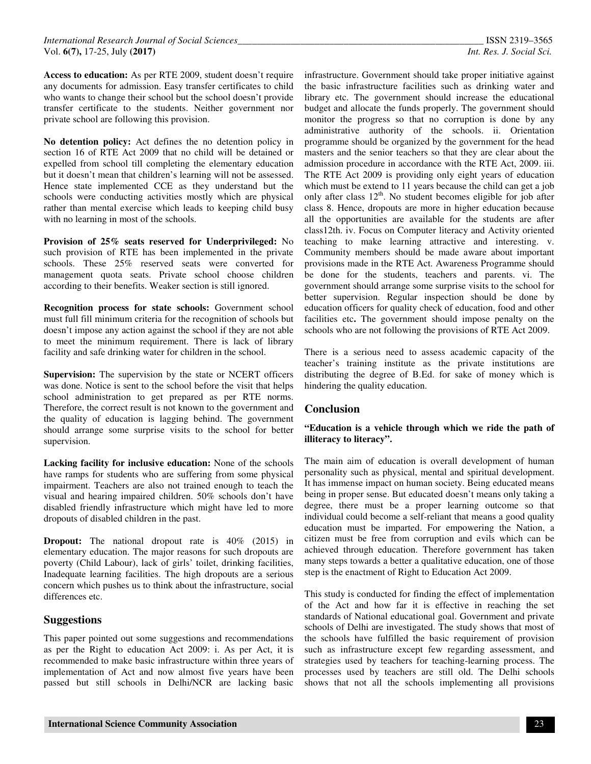**Access to education:** As per RTE 2009, student doesn't require any documents for admission. Easy transfer certificates to child who wants to change their school but the school doesn't provide transfer certificate to the students. Neither government nor private school are following this provision.

**No detention policy:** Act defines the no detention policy in section 16 of RTE Act 2009 that no child will be detained or expelled from school till completing the elementary education but it doesn't mean that children's learning will not be assessed. Hence state implemented CCE as they understand but the schools were conducting activities mostly which are physical rather than mental exercise which leads to keeping child busy with no learning in most of the schools.

**Provision of 25% seats reserved for Underprivileged:** No such provision of RTE has been implemented in the private schools. These 25% reserved seats were converted for management quota seats. Private school choose children according to their benefits. Weaker section is still ignored.

**Recognition process for state schools:** Government school must full fill minimum criteria for the recognition of schools but doesn't impose any action against the school if they are not able to meet the minimum requirement. There is lack of library facility and safe drinking water for children in the school.

**Supervision:** The supervision by the state or NCERT officers was done. Notice is sent to the school before the visit that helps school administration to get prepared as per RTE norms. Therefore, the correct result is not known to the government and the quality of education is lagging behind. The government should arrange some surprise visits to the school for better supervision.

**Lacking facility for inclusive education:** None of the schools have ramps for students who are suffering from some physical impairment. Teachers are also not trained enough to teach the visual and hearing impaired children. 50% schools don't have disabled friendly infrastructure which might have led to more dropouts of disabled children in the past.

**Dropout:** The national dropout rate is 40% (2015) in elementary education. The major reasons for such dropouts are poverty (Child Labour), lack of girls' toilet, drinking facilities, Inadequate learning facilities. The high dropouts are a serious concern which pushes us to think about the infrastructure, social differences etc.

## Suggestions

This paper pointed out some suggestions and recommendations as per the Right to education Act 2009: i. As per Act, it is recommended to make basic infrastructure within three years of implementation of Act and now almost five years have been passed but still schools in Delhi/NCR are lacking basic infrastructure. Government should take proper initiative against the basic infrastructure facilities such as drinking water and library etc. The government should increase the educational budget and allocate the funds properly. The government should monitor the progress so that no corruption is done by any administrative authority of the schools. ii. Orientation programme should be organized by the government for the head masters and the senior teachers so that they are clear about the admission procedure in accordance with the RTE Act, 2009. iii. The RTE Act 2009 is providing only eight years of education which must be extend to 11 years because the child can get a job only after class 12th. No student becomes eligible for job after class 8. Hence, dropouts are more in higher education because all the opportunities are available for the students are after class12th. iv. Focus on Computer literacy and Activity oriented teaching to make learning attractive and interesting. v. Community members should be made aware about important provisions made in the RTE Act. Awareness Programme should be done for the students, teachers and parents. vi. The government should arrange some surprise visits to the school for better supervision. Regular inspection should be done by education officers for quality check of education, food and other facilities etc**.** The government should impose penalty on the schools who are not following the provisions of RTE Act 2009.

There is a serious need to assess academic capacity of the teacher's training institute as the private institutions are distributing the degree of B.Ed. for sake of money which is hindering the quality education.

## Conclusion

**"Education is a vehicle through which we ride the path of illiteracy to literacy".**

The main aim of education is overall development of human personality such as physical, mental and spiritual development. It has immense impact on human society. Being educated means being in proper sense. But educated doesn't means only taking a degree, there must be a proper learning outcome so that individual could become a self-reliant that means a good quality education must be imparted. For empowering the Nation, a citizen must be free from corruption and evils which can be achieved through education. Therefore government has taken many steps towards a better a qualitative education, one of those step is the enactment of Right to Education Act 2009.

This study is conducted for finding the effect of implementation of the Act and how far it is effective in reaching the set standards of National educational goal. Government and private schools of Delhi are investigated. The study shows that most of the schools have fulfilled the basic requirement of provision such as infrastructure except few regarding assessment, and strategies used by teachers for teaching-learning process. The processes used by teachers are still old. The Delhi schools shows that not all the schools implementing all provisions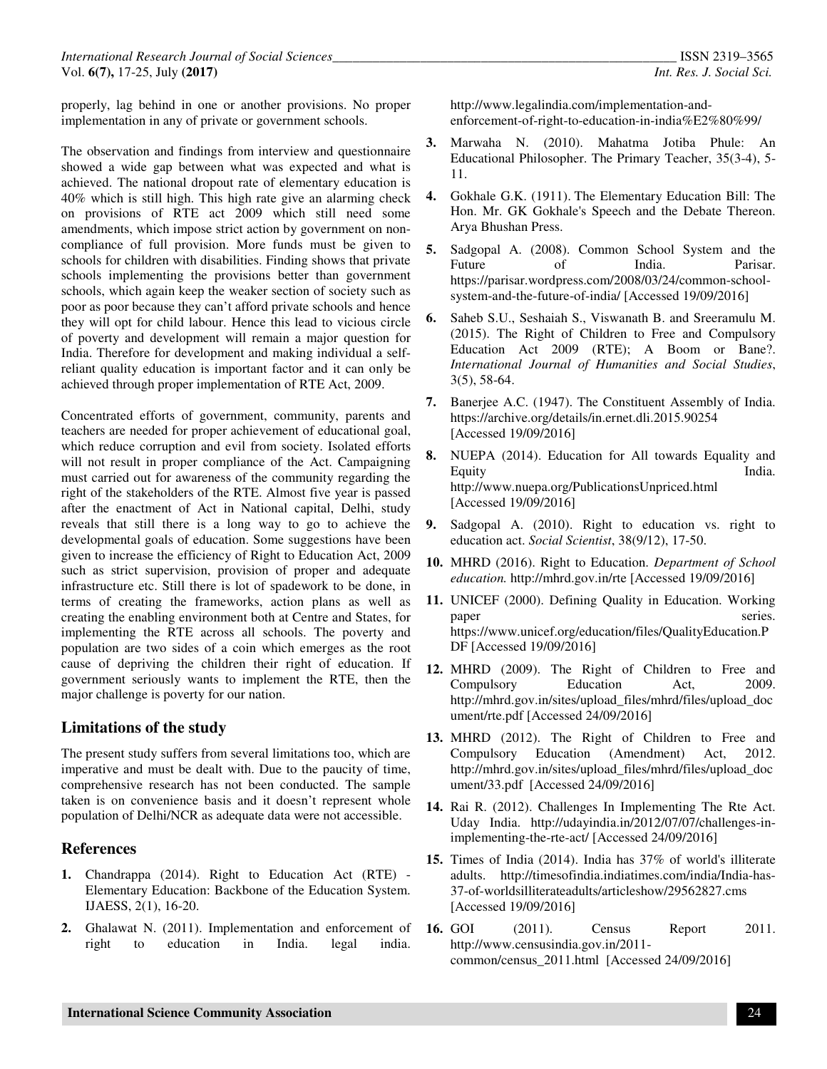properly, lag behind in one or another provisions. No proper implementation in any of private or government schools.

The observation and findings from interview and questionnaire showed a wide gap between what was expected and what is achieved. The national dropout rate of elementary education is 40% which is still high. This high rate give an alarming check on provisions of RTE act 2009 which still need some amendments, which impose strict action by government on non-compliance of full provision. More funds must be given to schools for children with disabilities. Finding shows that private schools implementing the provisions better than government schools, which again keep the weaker section of society such as poor as poor because they can't afford private schools and hence they will opt for child labour. Hence this lead to vicious circle of poverty and development will remain a major question for India. Therefore for development and making individual a self-reliant quality education is important factor and it can only be achieved through proper implementation of RTE Act, 2009.

Concentrated efforts of government, community, parents and teachers are needed for proper achievement of educational goal, which reduce corruption and evil from society. Isolated efforts will not result in proper compliance of the Act. Campaigning must carried out for awareness of the community regarding the right of the stakeholders of the RTE. Almost five year is passed after the enactment of Act in National capital, Delhi, study reveals that still there is a long way to go to achieve the developmental goals of education. Some suggestions have been given to increase the efficiency of Right to Education Act, 2009 such as strict supervision, provision of proper and adequate infrastructure etc. Still there is lot of spadework to be done, in terms of creating the frameworks, action plans as well as creating the enabling environment both at Centre and States, for implementing the RTE across all schools. The poverty and population are two sides of a coin which emerges as the root cause of depriving the children their right of education. If government seriously wants to implement the RTE, then the major challenge is poverty for our nation.

## Limitations of the study

The present study suffers from several limitations too, which are imperative and must be dealt with. Due to the paucity of time, comprehensive research has not been conducted. The sample taken is on convenience basis and it doesn't represent whole population of Delhi/NCR as adequate data were not accessible.

## References

1. Chandrappa (2014). Right to Education Act (RTE) - Elementary Education: Backbone of the Education System. IJAESS, 2(1), 16-20.
2. Ghalawat N. (2011). Implementation and enforcement of right to education in India. legal india. http://www.legalindia.com/implementation-and-enforcement-of-right-to-education-in-india%E2%80%99/
3. Marwaha N. (2010). Mahatma Jotiba Phule: An Educational Philosopher. The Primary Teacher, 35(3-4), 5-11.
4. Gokhale G.K. (1911). The Elementary Education Bill: The Hon. Mr. GK Gokhale's Speech and the Debate Thereon. Arya Bhushan Press.
5. Sadgopal A. (2008). Common School System and the Future of India. Parisar. https://parisar.wordpress.com/2008/03/24/common-school-system-and-the-future-of-india/ [Accessed 19/09/2016]
6. Saheb S.U., Seshaiah S., Viswanath B. and Sreeramulu M. (2015). The Right of Children to Free and Compulsory Education Act 2009 (RTE); A Boom or Bane?. *International Journal of Humanities and Social Studies*, 3(5), 58-64.
7. Banerjee A.C. (1947). The Constituent Assembly of India. https://archive.org/details/in.ernet.dli.2015.90254 [Accessed 19/09/2016]
8. NUEPA (2014). Education for All towards Equality and Equity India. http://www.nuepa.org/PublicationsUnpriced.html [Accessed 19/09/2016]
9. Sadgopal A. (2010). Right to education vs. right to education act. *Social Scientist*, 38(9/12), 17-50.
10. MHRD (2016). Right to Education. *Department of School education.* http://mhrd.gov.in/rte [Accessed 19/09/2016]
11. UNICEF (2000). Defining Quality in Education. Working paper series. https://www.unicef.org/education/files/QualityEducation.PDF [Accessed 19/09/2016]
12. MHRD (2009). The Right of Children to Free and Compulsory Education Act, 2009. http://mhrd.gov.in/sites/upload_files/mhrd/files/upload_document/rte.pdf [Accessed 24/09/2016]
13. MHRD (2012). The Right of Children to Free and Compulsory Education (Amendment) Act, 2012. http://mhrd.gov.in/sites/upload_files/mhrd/files/upload_document/33.pdf [Accessed 24/09/2016]
14. Rai R. (2012). Challenges In Implementing The Rte Act. Uday India. http://udayindia.in/2012/07/07/challenges-in-implementing-the-rte-act/ [Accessed 24/09/2016]
15. Times of India (2014). India has 37% of world's illiterate adults. http://timesofindia.indiatimes.com/india/India-has-37-of-worldsilliterateadults/articleshow/29562827.cms [Accessed 19/09/2016]
16. GOI (2011). Census Report 2011. http://www.censusindia.gov.in/2011-common/census_2011.html [Accessed 24/09/2016]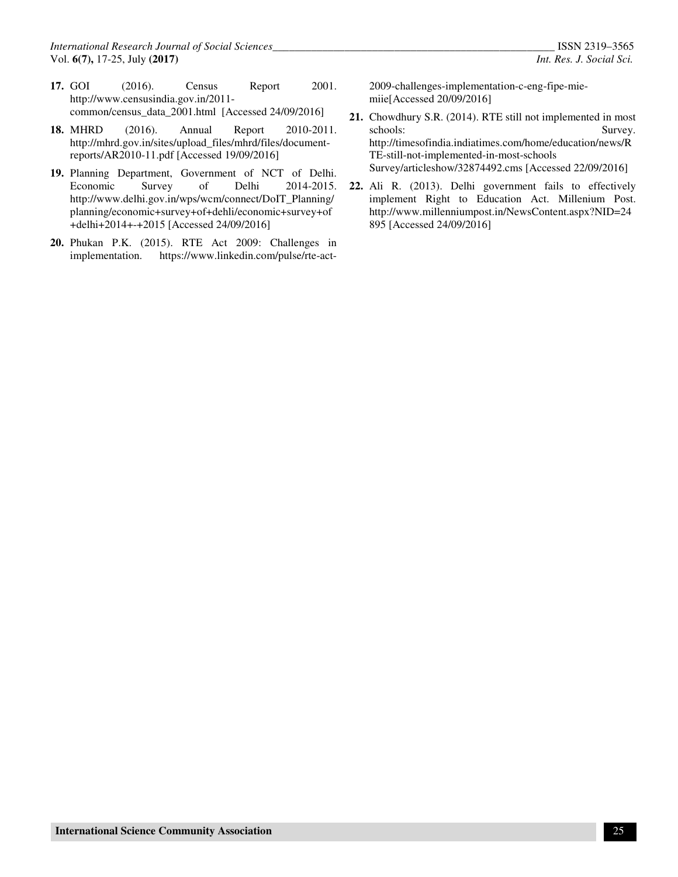**17.** GOI (2016). Census Report 2001. http://www.censusindia.gov.in/2011-common/census_data_2001.html [Accessed 24/09/2016]

**18.** MHRD (2016). Annual Report 2010-2011. http://mhrd.gov.in/sites/upload_files/mhrd/files/document-reports/AR2010-11.pdf [Accessed 19/09/2016]

**19.** Planning Department, Government of NCT of Delhi. Economic Survey of Delhi 2014-2015. http://www.delhi.gov.in/wps/wcm/connect/DoIT_Planning/planning/economic+survey+of+dehli/economic+survey+of+delhi+2014+-+2015 [Accessed 24/09/2016]

**20.** Phukan P.K. (2015). RTE Act 2009: Challenges in implementation. https://www.linkedin.com/pulse/rte-act-2009-challenges-implementation-c-eng-fipe-mie-miie[Accessed 20/09/2016]

**21.** Chowdhury S.R. (2014). RTE still not implemented in most schools: Survey. http://timesofindia.indiatimes.com/home/education/news/RTE-still-not-implemented-in-most-schools Survey/articleshow/32874492.cms [Accessed 22/09/2016]

**22.** Ali R. (2013). Delhi government fails to effectively implement Right to Education Act. Millenium Post. http://www.millenniumpost.in/NewsContent.aspx?NID=24895 [Accessed 24/09/2016]